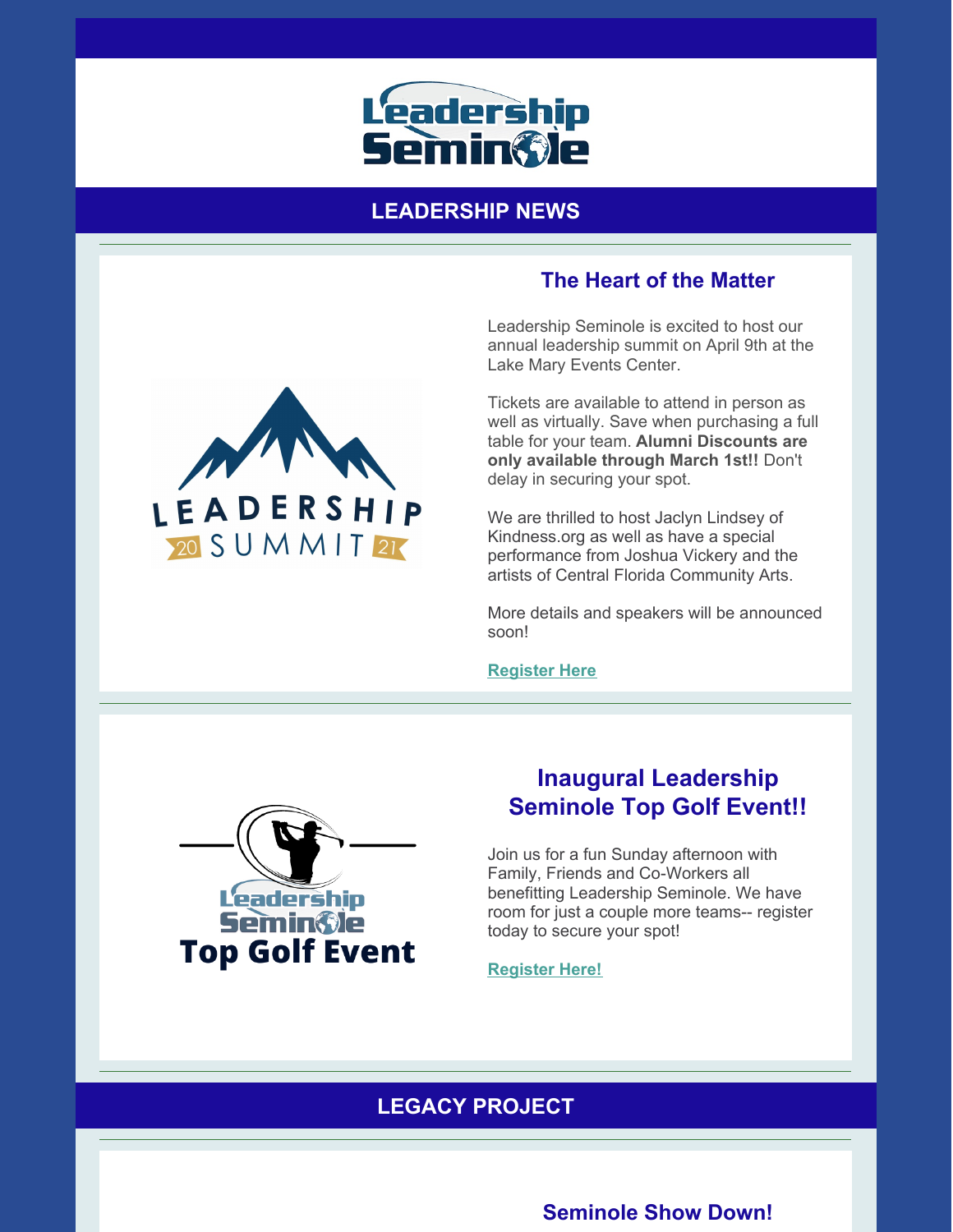## LEADERSHIP NEWS

### The Heart of the Matter

Leadership Seminole is excited to host our annual leadership summit on April 9th at the Lake Mary Events Center.

Tickets are available to attend in person as well as virtually. Save when purchasing a full table for your team. **Alumni Discounts are only available through March 1st!!** Don't delay in securing your spot.

We are thrilled to host Jaclyn Lindsey of Kindness.org as well as have a special performance from Joshua Vickery and the artists of Central Florida Community Arts.

More details and speakers will be announced soon!

Register Here

### Inaugural Leadership Seminole Top Golf Event!!

Join us for a fun Sunday afternoon with Family, Friends and Co-Workers all benefitting Leadership Seminole. We have room for just a couple more teams-- register today to secure your spot!

Register Here!

## LEGACY PROJECT

### Seminole Show Down!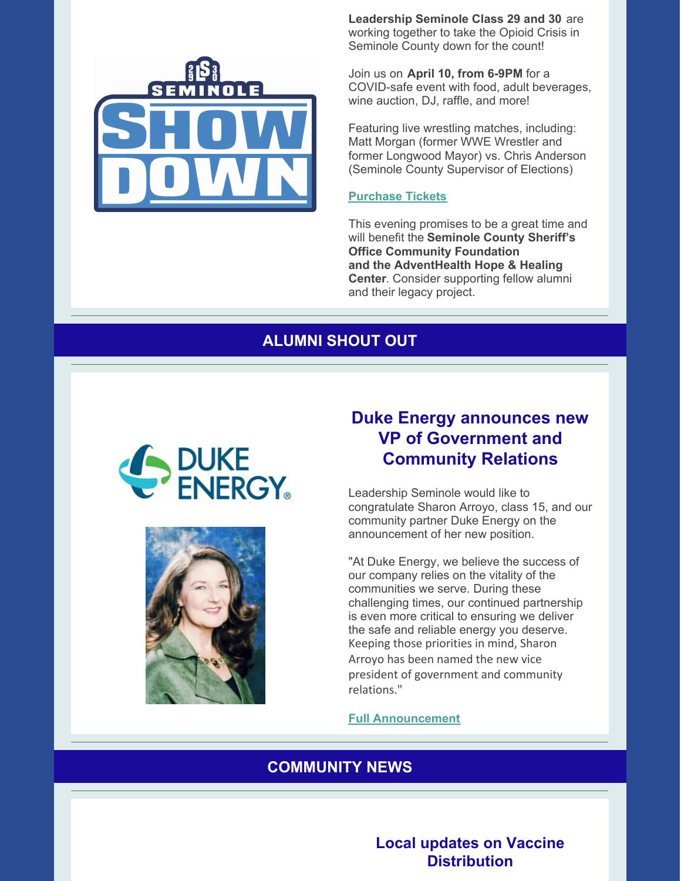**Leadership Seminole Class 29 and 30** are working together to take the Opioid Crisis in Seminole County down for the count!

Join us on **April 10, from 6-9PM** for a COVID-safe event with food, adult beverages, wine auction, DJ, raffle, and more!

Featuring live wrestling matches, including: Matt Morgan (former WWE Wrestler and former Longwood Mayor) vs. Chris Anderson (Seminole County Supervisor of Elections)

**Purchase Tickets**

This evening promises to be a great time and will benefit the **Seminole County Sheriff's Office Community Foundation and the AdventHealth Hope & Healing Center**. Consider supporting fellow alumni and their legacy project.

## ALUMNI SHOUT OUT

### Duke Energy announces new VP of Government and Community Relations

Leadership Seminole would like to congratulate Sharon Arroyo, class 15, and our community partner Duke Energy on the announcement of her new position.

"At Duke Energy, we believe the success of our company relies on the vitality of the communities we serve. During these challenging times, our continued partnership is even more critical to ensuring we deliver the safe and reliable energy you deserve. Keeping those priorities in mind, Sharon Arroyo has been named the new vice president of government and community relations."

**Full Announcement**

## COMMUNITY NEWS

### Local updates on Vaccine Distribution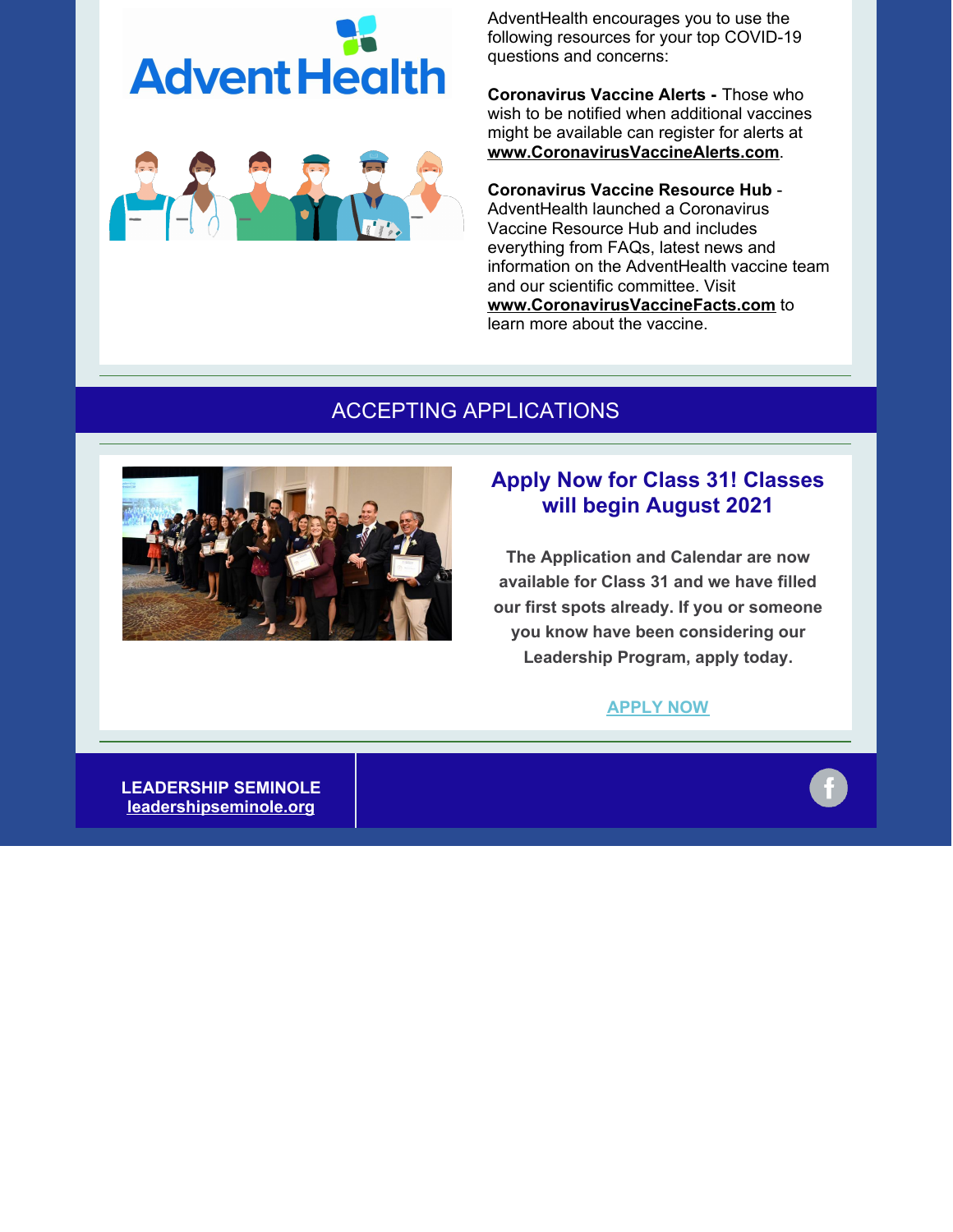AdventHealth encourages you to use the following resources for your top COVID-19 questions and concerns:

**Coronavirus Vaccine Alerts -** Those who wish to be notified when additional vaccines might be available can register for alerts at **www.CoronavirusVaccineAlerts.com**.

**Coronavirus Vaccine Resource Hub** - AdventHealth launched a Coronavirus Vaccine Resource Hub and includes everything from FAQs, latest news and information on the AdventHealth vaccine team and our scientific committee. Visit **www.CoronavirusVaccineFacts.com** to learn more about the vaccine.

## ACCEPTING APPLICATIONS

### Apply Now for Class 31! Classes will begin August 2021

**The Application and Calendar are now available for Class 31 and we have filled our first spots already. If you or someone you know have been considering our Leadership Program, apply today.**

**APPLY NOW**

**LEADERSHIP SEMINOLE**
**leadershipseminole.org**